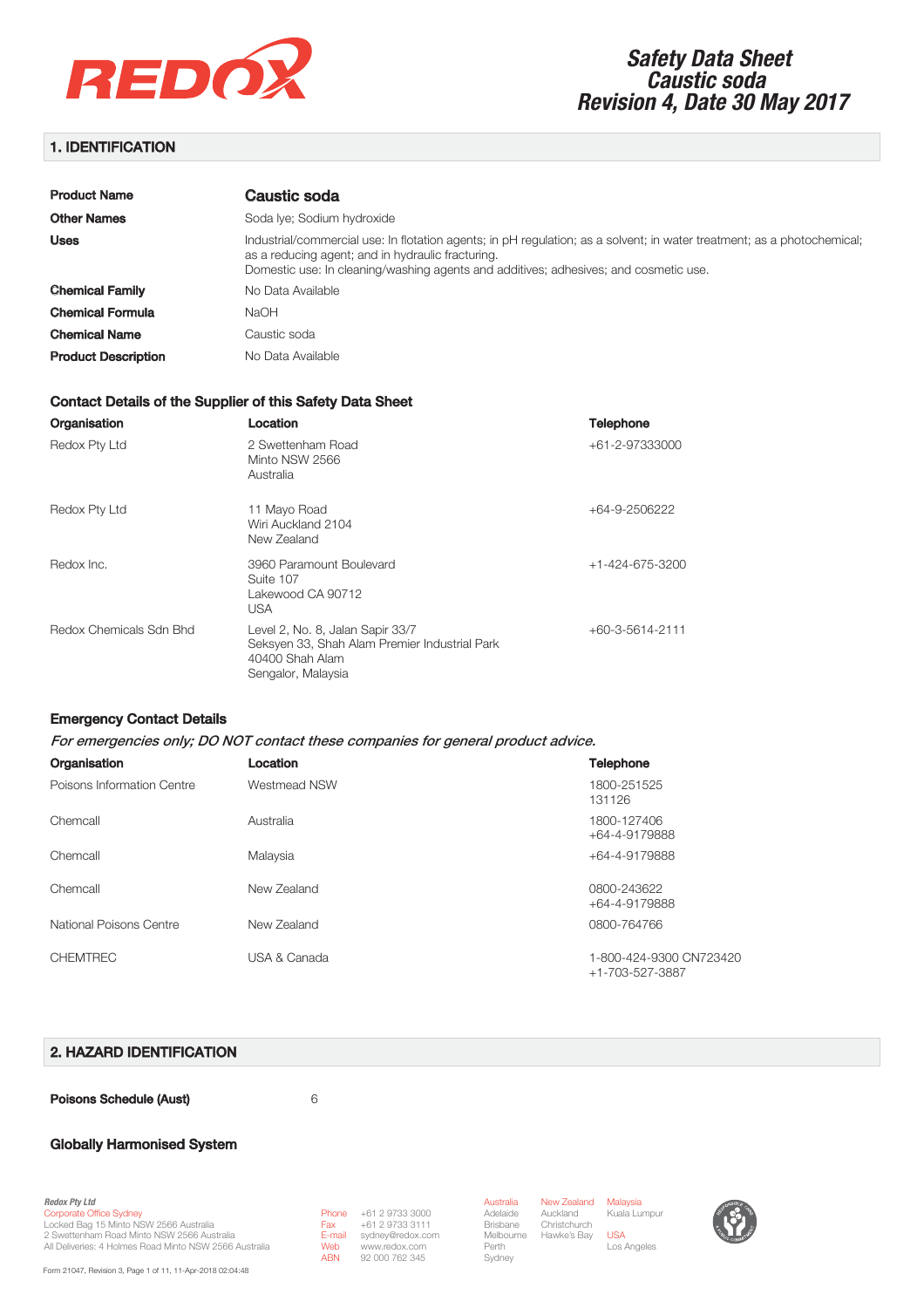# Safety Data Sheet
# Caustic soda
# Revision 4, Date 30 May 2017

## 1. IDENTIFICATION

| | |
|---|---|
| **Product Name** | **Caustic soda** |
| **Other Names** | Soda lye; Sodium hydroxide |
| **Uses** | Industrial/commercial use: In flotation agents; in pH regulation; as a solvent; in water treatment; as a photochemical; as a reducing agent; and in hydraulic fracturing. Domestic use: In cleaning/washing agents and additives; adhesives; and cosmetic use. |
| **Chemical Family** | No Data Available |
| **Chemical Formula** | NaOH |
| **Chemical Name** | Caustic soda |
| **Product Description** | No Data Available |

### Contact Details of the Supplier of this Safety Data Sheet

| Organisation | Location | Telephone |
|---|---|---|
| Redox Pty Ltd | 2 Swettenham Road Minto NSW 2566 Australia | +61-2-97333000 |
| Redox Pty Ltd | 11 Mayo Road Wiri Auckland 2104 New Zealand | +64-9-2506222 |
| Redox Inc. | 3960 Paramount Boulevard Suite 107 Lakewood CA 90712 USA | +1-424-675-3200 |
| Redox Chemicals Sdn Bhd | Level 2, No. 8, Jalan Sapir 33/7 Seksyen 33, Shah Alam Premier Industrial Park 40400 Shah Alam Sengalor, Malaysia | +60-3-5614-2111 |

### Emergency Contact Details

*For emergencies only; DO NOT contact these companies for general product advice.*

| Organisation | Location | Telephone |
|---|---|---|
| Poisons Information Centre | Westmead NSW | 1800-251525<br>131126 |
| Chemcall | Australia | 1800-127406<br>+64-4-9179888 |
| Chemcall | Malaysia | +64-4-9179888 |
| Chemcall | New Zealand | 0800-243622<br>+64-4-9179888 |
| National Poisons Centre | New Zealand | 0800-764766 |
| CHEMTREC | USA & Canada | 1-800-424-9300 CN723420<br>+1-703-527-3887 |

## 2. HAZARD IDENTIFICATION

**Poisons Schedule (Aust)** 6

### Globally Harmonised System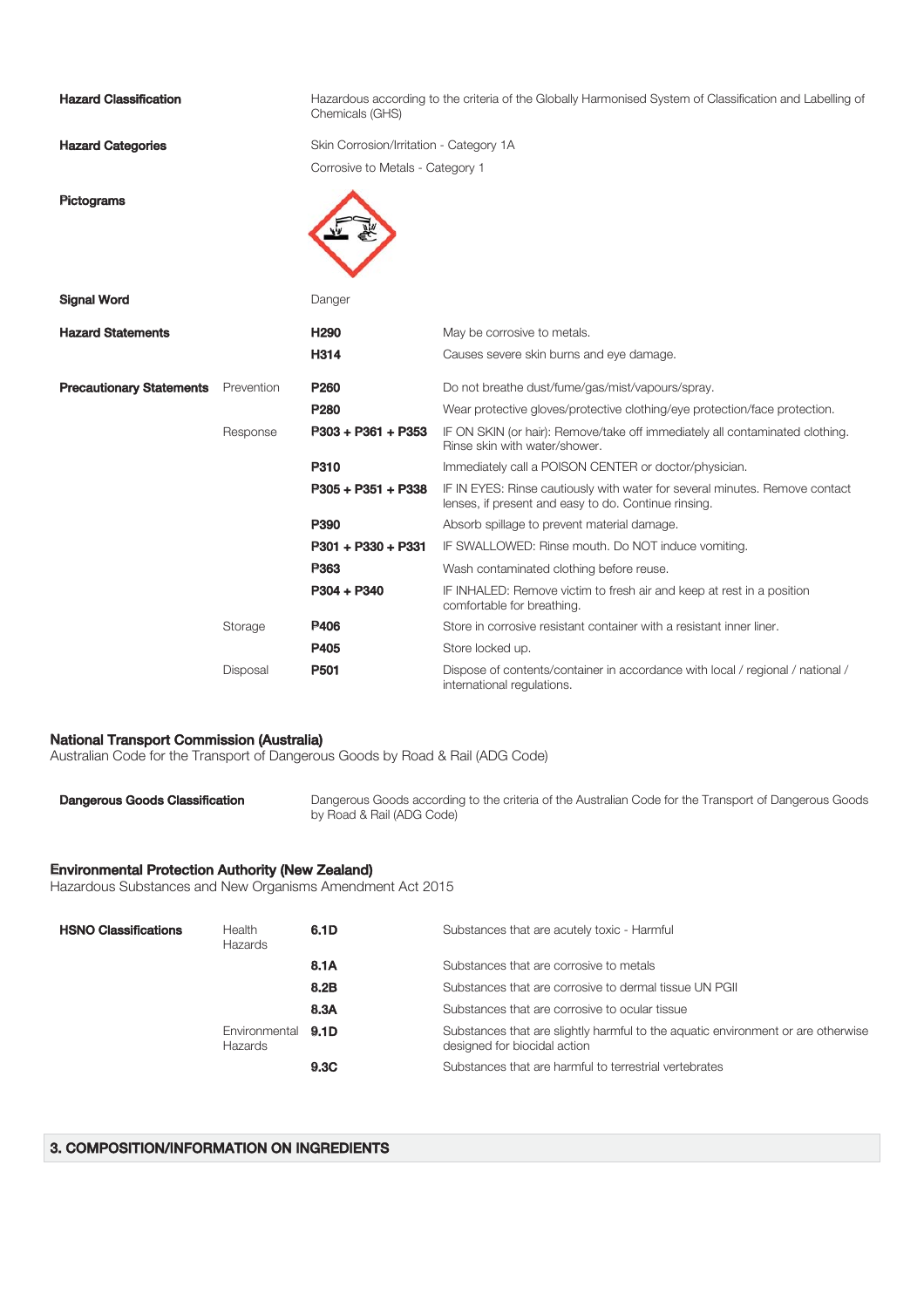| | | | |
|---|---|---|---|
| **Hazard Classification** | | Hazardous according to the criteria of the Globally Harmonised System of Classification and Labelling of Chemicals (GHS) | |
| **Hazard Categories** | | Skin Corrosion/Irritation - Category 1A | |
| | | Corrosive to Metals - Category 1 | |
| **Pictograms** | | | |
| **Signal Word** | | Danger | |
| **Hazard Statements** | | **H290** | May be corrosive to metals. |
| | | **H314** | Causes severe skin burns and eye damage. |
| **Precautionary Statements** | Prevention | **P260** | Do not breathe dust/fume/gas/mist/vapours/spray. |
| | | **P280** | Wear protective gloves/protective clothing/eye protection/face protection. |
| | Response | **P303 + P361 + P353** | IF ON SKIN (or hair): Remove/take off immediately all contaminated clothing. Rinse skin with water/shower. |
| | | **P310** | Immediately call a POISON CENTER or doctor/physician. |
| | | **P305 + P351 + P338** | IF IN EYES: Rinse cautiously with water for several minutes. Remove contact lenses, if present and easy to do. Continue rinsing. |
| | | **P390** | Absorb spillage to prevent material damage. |
| | | **P301 + P330 + P331** | IF SWALLOWED: Rinse mouth. Do NOT induce vomiting. |
| | | **P363** | Wash contaminated clothing before reuse. |
| | | **P304 + P340** | IF INHALED: Remove victim to fresh air and keep at rest in a position comfortable for breathing. |
| | Storage | **P406** | Store in corrosive resistant container with a resistant inner liner. |
| | | **P405** | Store locked up. |
| | Disposal | **P501** | Dispose of contents/container in accordance with local / regional / national / international regulations. |

**National Transport Commission (Australia)**
Australian Code for the Transport of Dangerous Goods by Road & Rail (ADG Code)

| | |
|---|---|
| **Dangerous Goods Classification** | Dangerous Goods according to the criteria of the Australian Code for the Transport of Dangerous Goods by Road & Rail (ADG Code) |

**Environmental Protection Authority (New Zealand)**
Hazardous Substances and New Organisms Amendment Act 2015

| | | | |
|---|---|---|---|
| **HSNO Classifications** | Health Hazards | **6.1D** | Substances that are acutely toxic - Harmful |
| | | **8.1A** | Substances that are corrosive to metals |
| | | **8.2B** | Substances that are corrosive to dermal tissue UN PGII |
| | | **8.3A** | Substances that are corrosive to ocular tissue |
| | Environmental Hazards | **9.1D** | Substances that are slightly harmful to the aquatic environment or are otherwise designed for biocidal action |
| | | **9.3C** | Substances that are harmful to terrestrial vertebrates |

## 3. COMPOSITION/INFORMATION ON INGREDIENTS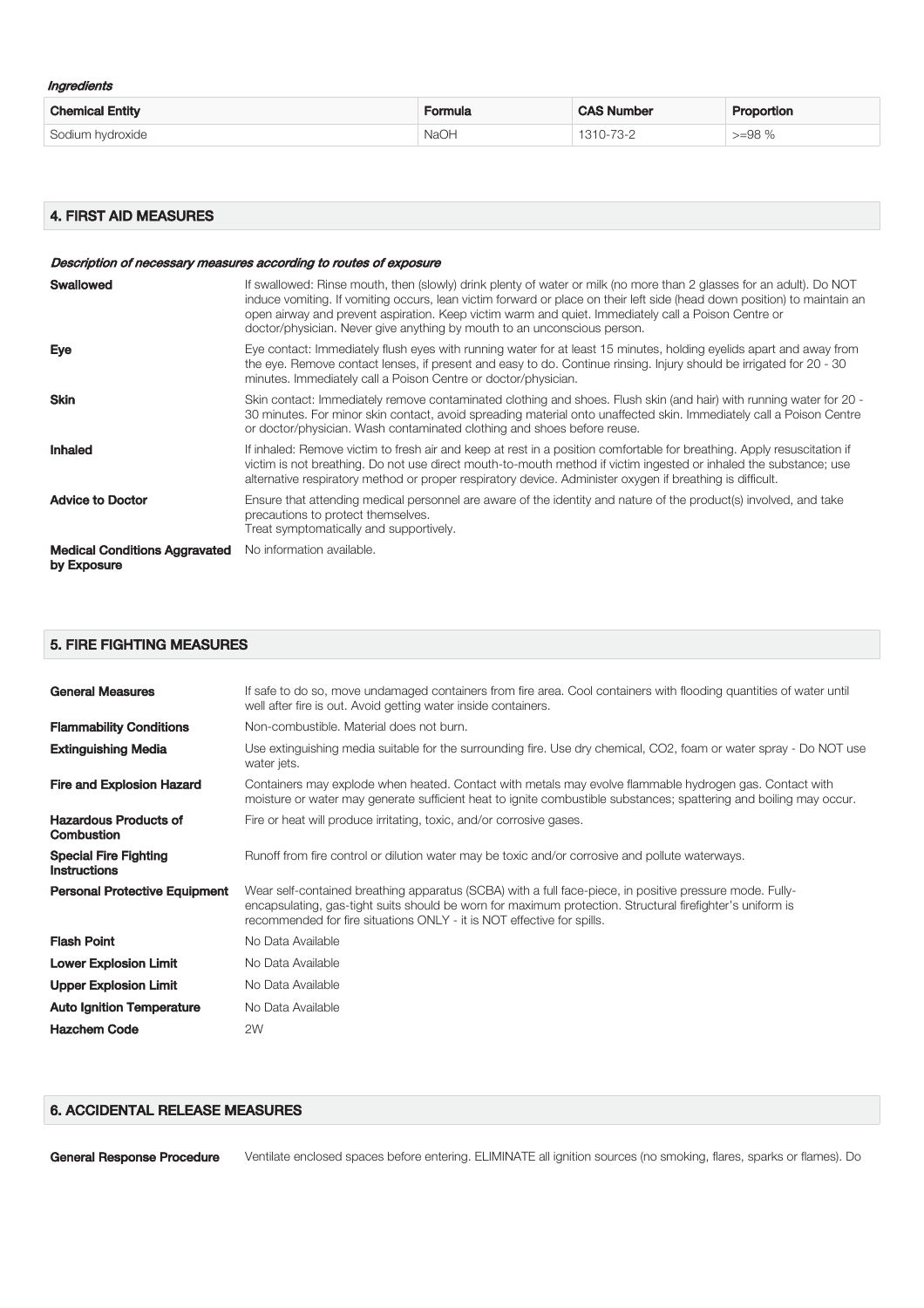*Ingredients*

| Chemical Entity | Formula | CAS Number | Proportion |
| --- | --- | --- | --- |
| Sodium hydroxide | NaOH | 1310-73-2 | >=98 % |

## 4. FIRST AID MEASURES

*Description of necessary measures according to routes of exposure*

**Swallowed** If swallowed: Rinse mouth, then (slowly) drink plenty of water or milk (no more than 2 glasses for an adult). Do NOT induce vomiting. If vomiting occurs, lean victim forward or place on their left side (head down position) to maintain an open airway and prevent aspiration. Keep victim warm and quiet. Immediately call a Poison Centre or doctor/physician. Never give anything by mouth to an unconscious person.

**Eye** Eye contact: Immediately flush eyes with running water for at least 15 minutes, holding eyelids apart and away from the eye. Remove contact lenses, if present and easy to do. Continue rinsing. Injury should be irrigated for 20 - 30 minutes. Immediately call a Poison Centre or doctor/physician.

**Skin** Skin contact: Immediately remove contaminated clothing and shoes. Flush skin (and hair) with running water for 20 - 30 minutes. For minor skin contact, avoid spreading material onto unaffected skin. Immediately call a Poison Centre or doctor/physician. Wash contaminated clothing and shoes before reuse.

**Inhaled** If inhaled: Remove victim to fresh air and keep at rest in a position comfortable for breathing. Apply resuscitation if victim is not breathing. Do not use direct mouth-to-mouth method if victim ingested or inhaled the substance; use alternative respiratory method or proper respiratory device. Administer oxygen if breathing is difficult.

**Advice to Doctor** Ensure that attending medical personnel are aware of the identity and nature of the product(s) involved, and take precautions to protect themselves.
Treat symptomatically and supportively.

**Medical Conditions Aggravated by Exposure** No information available.

## 5. FIRE FIGHTING MEASURES

**General Measures** If safe to do so, move undamaged containers from fire area. Cool containers with flooding quantities of water until well after fire is out. Avoid getting water inside containers.

**Flammability Conditions** Non-combustible. Material does not burn.

**Extinguishing Media** Use extinguishing media suitable for the surrounding fire. Use dry chemical, CO2, foam or water spray - Do NOT use water jets.

**Fire and Explosion Hazard** Containers may explode when heated. Contact with metals may evolve flammable hydrogen gas. Contact with moisture or water may generate sufficient heat to ignite combustible substances; spattering and boiling may occur.

**Hazardous Products of Combustion** Fire or heat will produce irritating, toxic, and/or corrosive gases.

**Special Fire Fighting Instructions** Runoff from fire control or dilution water may be toxic and/or corrosive and pollute waterways.

**Personal Protective Equipment** Wear self-contained breathing apparatus (SCBA) with a full face-piece, in positive pressure mode. Fully-encapsulating, gas-tight suits should be worn for maximum protection. Structural firefighter's uniform is recommended for fire situations ONLY - it is NOT effective for spills.

**Flash Point** No Data Available

**Lower Explosion Limit** No Data Available

**Upper Explosion Limit** No Data Available

**Auto Ignition Temperature** No Data Available

**Hazchem Code** 2W

## 6. ACCIDENTAL RELEASE MEASURES

**General Response Procedure** Ventilate enclosed spaces before entering. ELIMINATE all ignition sources (no smoking, flares, sparks or flames). Do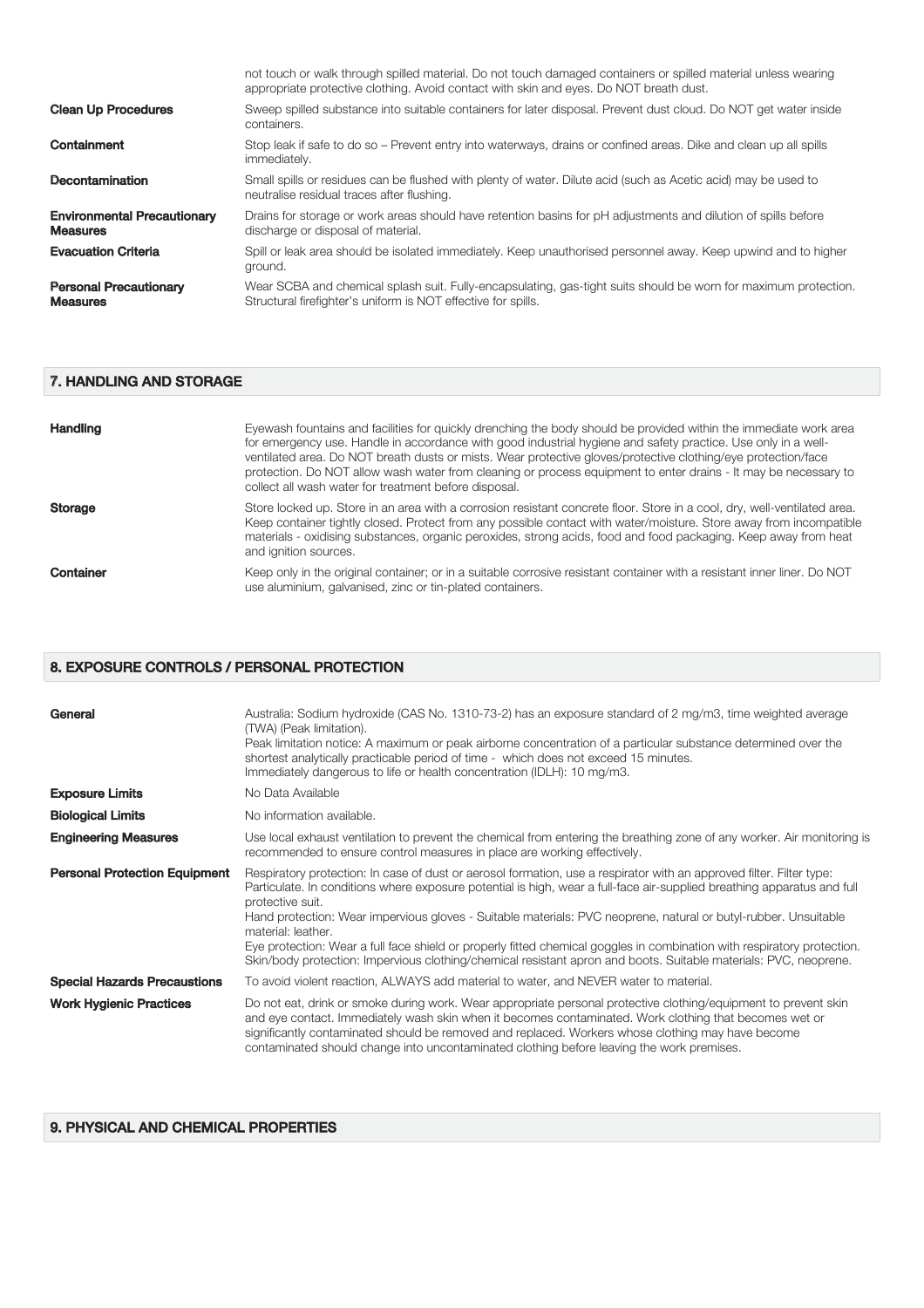not touch or walk through spilled material. Do not touch damaged containers or spilled material unless wearing appropriate protective clothing. Avoid contact with skin and eyes. Do NOT breath dust.

| | |
|---|---|
| **Clean Up Procedures** | Sweep spilled substance into suitable containers for later disposal. Prevent dust cloud. Do NOT get water inside containers. |
| **Containment** | Stop leak if safe to do so – Prevent entry into waterways, drains or confined areas. Dike and clean up all spills immediately. |
| **Decontamination** | Small spills or residues can be flushed with plenty of water. Dilute acid (such as Acetic acid) may be used to neutralise residual traces after flushing. |
| **Environmental Precautionary Measures** | Drains for storage or work areas should have retention basins for pH adjustments and dilution of spills before discharge or disposal of material. |
| **Evacuation Criteria** | Spill or leak area should be isolated immediately. Keep unauthorised personnel away. Keep upwind and to higher ground. |
| **Personal Precautionary Measures** | Wear SCBA and chemical splash suit. Fully-encapsulating, gas-tight suits should be worn for maximum protection. Structural firefighter's uniform is NOT effective for spills. |

## 7. HANDLING AND STORAGE

| | |
|---|---|
| **Handling** | Eyewash fountains and facilities for quickly drenching the body should be provided within the immediate work area for emergency use. Handle in accordance with good industrial hygiene and safety practice. Use only in a well-ventilated area. Do NOT breath dusts or mists. Wear protective gloves/protective clothing/eye protection/face protection. Do NOT allow wash water from cleaning or process equipment to enter drains - It may be necessary to collect all wash water for treatment before disposal. |
| **Storage** | Store locked up. Store in an area with a corrosion resistant concrete floor. Store in a cool, dry, well-ventilated area. Keep container tightly closed. Protect from any possible contact with water/moisture. Store away from incompatible materials - oxidising substances, organic peroxides, strong acids, food and food packaging. Keep away from heat and ignition sources. |
| **Container** | Keep only in the original container; or in a suitable corrosive resistant container with a resistant inner liner. Do NOT use aluminium, galvanised, zinc or tin-plated containers. |

## 8. EXPOSURE CONTROLS / PERSONAL PROTECTION

| | |
|---|---|
| **General** | Australia: Sodium hydroxide (CAS No. 1310-73-2) has an exposure standard of 2 mg/m3, time weighted average (TWA) (Peak limitation).<br>Peak limitation notice: A maximum or peak airborne concentration of a particular substance determined over the shortest analytically practicable period of time - which does not exceed 15 minutes.<br>Immediately dangerous to life or health concentration (IDLH): 10 mg/m3. |
| **Exposure Limits** | No Data Available |
| **Biological Limits** | No information available. |
| **Engineering Measures** | Use local exhaust ventilation to prevent the chemical from entering the breathing zone of any worker. Air monitoring is recommended to ensure control measures in place are working effectively. |
| **Personal Protection Equipment** | Respiratory protection: In case of dust or aerosol formation, use a respirator with an approved filter. Filter type: Particulate. In conditions where exposure potential is high, wear a full-face air-supplied breathing apparatus and full protective suit.<br>Hand protection: Wear impervious gloves - Suitable materials: PVC neoprene, natural or butyl-rubber. Unsuitable material: leather.<br>Eye protection: Wear a full face shield or properly fitted chemical goggles in combination with respiratory protection.<br>Skin/body protection: Impervious clothing/chemical resistant apron and boots. Suitable materials: PVC, neoprene. |
| **Special Hazards Precaustions** | To avoid violent reaction, ALWAYS add material to water, and NEVER water to material. |
| **Work Hygienic Practices** | Do not eat, drink or smoke during work. Wear appropriate personal protective clothing/equipment to prevent skin and eye contact. Immediately wash skin when it becomes contaminated. Work clothing that becomes wet or significantly contaminated should be removed and replaced. Workers whose clothing may have become contaminated should change into uncontaminated clothing before leaving the work premises. |

## 9. PHYSICAL AND CHEMICAL PROPERTIES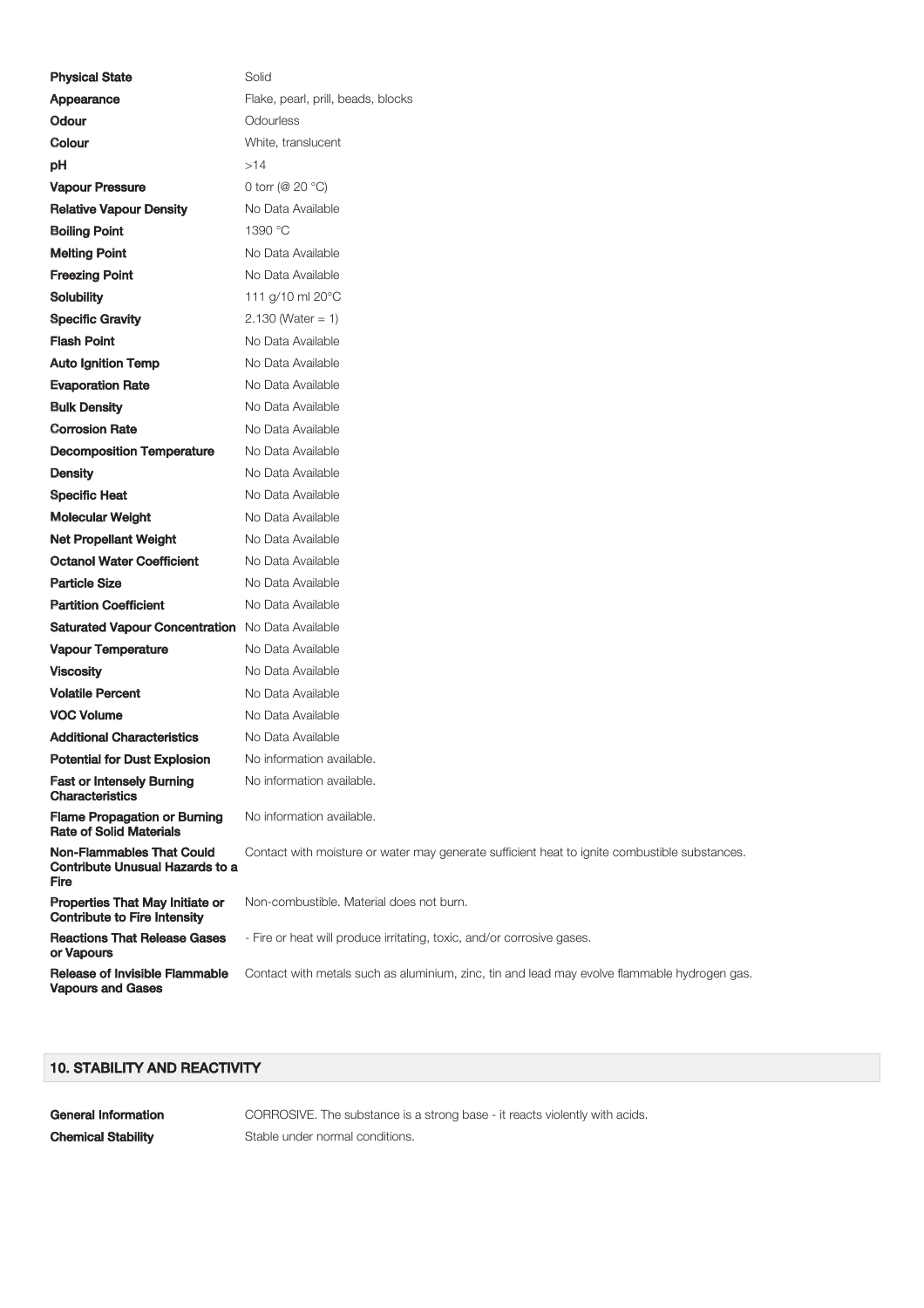| | |
|---|---|
| **Physical State** | Solid |
| **Appearance** | Flake, pearl, prill, beads, blocks |
| **Odour** | Odourless |
| **Colour** | White, translucent |
| **pH** | >14 |
| **Vapour Pressure** | 0 torr (@ 20 °C) |
| **Relative Vapour Density** | No Data Available |
| **Boiling Point** | 1390 °C |
| **Melting Point** | No Data Available |
| **Freezing Point** | No Data Available |
| **Solubility** | 111 g/10 ml 20°C |
| **Specific Gravity** | 2.130 (Water = 1) |
| **Flash Point** | No Data Available |
| **Auto Ignition Temp** | No Data Available |
| **Evaporation Rate** | No Data Available |
| **Bulk Density** | No Data Available |
| **Corrosion Rate** | No Data Available |
| **Decomposition Temperature** | No Data Available |
| **Density** | No Data Available |
| **Specific Heat** | No Data Available |
| **Molecular Weight** | No Data Available |
| **Net Propellant Weight** | No Data Available |
| **Octanol Water Coefficient** | No Data Available |
| **Particle Size** | No Data Available |
| **Partition Coefficient** | No Data Available |
| **Saturated Vapour Concentration** | No Data Available |
| **Vapour Temperature** | No Data Available |
| **Viscosity** | No Data Available |
| **Volatile Percent** | No Data Available |
| **VOC Volume** | No Data Available |
| **Additional Characteristics** | No Data Available |
| **Potential for Dust Explosion** | No information available. |
| **Fast or Intensely Burning Characteristics** | No information available. |
| **Flame Propagation or Burning Rate of Solid Materials** | No information available. |
| **Non-Flammables That Could Contribute Unusual Hazards to a Fire** | Contact with moisture or water may generate sufficient heat to ignite combustible substances. |
| **Properties That May Initiate or Contribute to Fire Intensity** | Non-combustible. Material does not burn. |
| **Reactions That Release Gases or Vapours** | - Fire or heat will produce irritating, toxic, and/or corrosive gases. |
| **Release of Invisible Flammable Vapours and Gases** | Contact with metals such as aluminium, zinc, tin and lead may evolve flammable hydrogen gas. |

## 10. STABILITY AND REACTIVITY

| | |
|---|---|
| **General Information** | CORROSIVE. The substance is a strong base - it reacts violently with acids. |
| **Chemical Stability** | Stable under normal conditions. |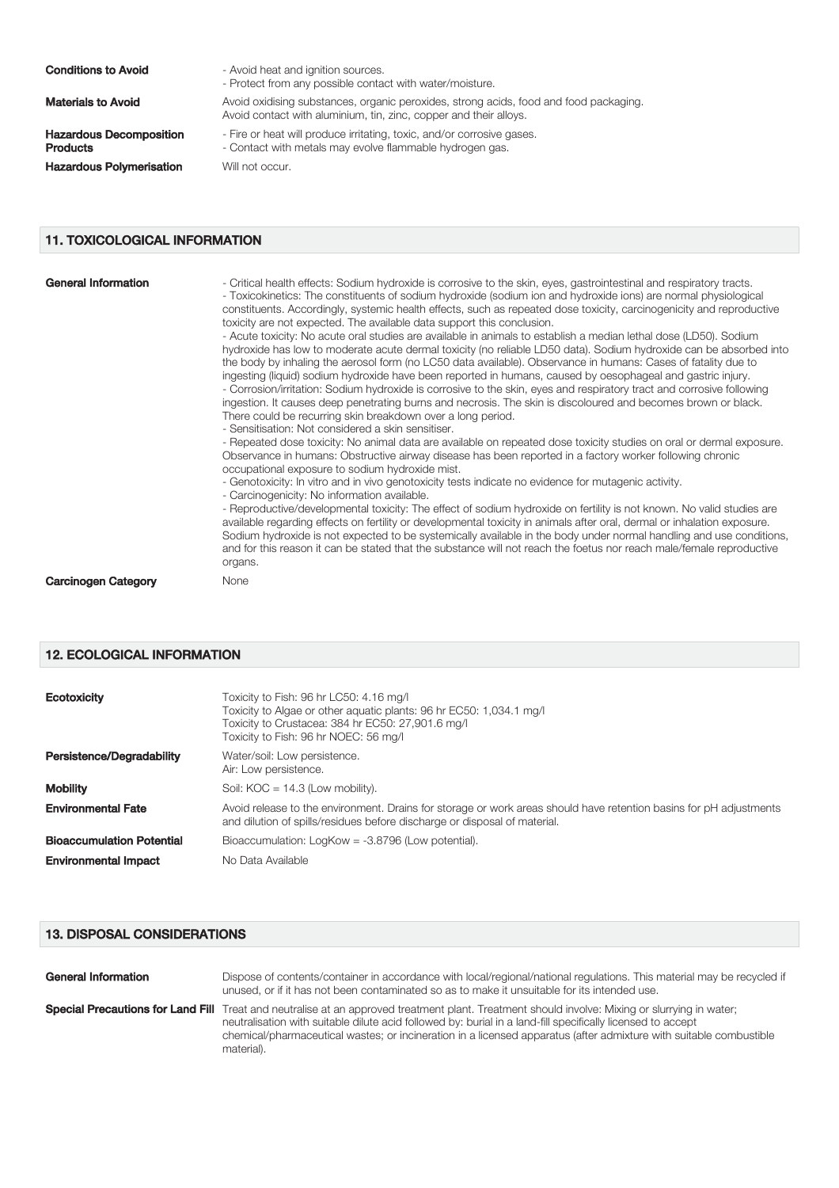| | |
|---|---|
| **Conditions to Avoid** | - Avoid heat and ignition sources.<br>- Protect from any possible contact with water/moisture. |
| **Materials to Avoid** | Avoid oxidising substances, organic peroxides, strong acids, food and food packaging.<br>Avoid contact with aluminium, tin, zinc, copper and their alloys. |
| **Hazardous Decomposition Products** | - Fire or heat will produce irritating, toxic, and/or corrosive gases.<br>- Contact with metals may evolve flammable hydrogen gas. |
| **Hazardous Polymerisation** | Will not occur. |

## 11. TOXICOLOGICAL INFORMATION

**General Information**

- Critical health effects: Sodium hydroxide is corrosive to the skin, eyes, gastrointestinal and respiratory tracts.
- Toxicokinetics: The constituents of sodium hydroxide (sodium ion and hydroxide ions) are normal physiological constituents. Accordingly, systemic health effects, such as repeated dose toxicity, carcinogenicity and reproductive toxicity are not expected. The available data support this conclusion.
- Acute toxicity: No acute oral studies are available in animals to establish a median lethal dose (LD50). Sodium hydroxide has low to moderate acute dermal toxicity (no reliable LD50 data). Sodium hydroxide can be absorbed into the body by inhaling the aerosol form (no LC50 data available). Observance in humans: Cases of fatality due to ingesting (liquid) sodium hydroxide have been reported in humans, caused by oesophageal and gastric injury.
- Corrosion/irritation: Sodium hydroxide is corrosive to the skin, eyes and respiratory tract and corrosive following ingestion. It causes deep penetrating burns and necrosis. The skin is discoloured and becomes brown or black. There could be recurring skin breakdown over a long period.
- Sensitisation: Not considered a skin sensitiser.
- Repeated dose toxicity: No animal data are available on repeated dose toxicity studies on oral or dermal exposure. Observance in humans: Obstructive airway disease has been reported in a factory worker following chronic occupational exposure to sodium hydroxide mist.
- Genotoxicity: In vitro and in vivo genotoxicity tests indicate no evidence for mutagenic activity.
- Carcinogenicity: No information available.
- Reproductive/developmental toxicity: The effect of sodium hydroxide on fertility is not known. No valid studies are available regarding effects on fertility or developmental toxicity in animals after oral, dermal or inhalation exposure. Sodium hydroxide is not expected to be systemically available in the body under normal handling and use conditions, and for this reason it can be stated that the substance will not reach the foetus nor reach male/female reproductive organs.

**Carcinogen Category** None

## 12. ECOLOGICAL INFORMATION

| | |
|---|---|
| **Ecotoxicity** | Toxicity to Fish: 96 hr LC50: 4.16 mg/l<br>Toxicity to Algae or other aquatic plants: 96 hr EC50: 1,034.1 mg/l<br>Toxicity to Crustacea: 384 hr EC50: 27,901.6 mg/l<br>Toxicity to Fish: 96 hr NOEC: 56 mg/l |
| **Persistence/Degradability** | Water/soil: Low persistence.<br>Air: Low persistence. |
| **Mobility** | Soil: KOC = 14.3 (Low mobility). |
| **Environmental Fate** | Avoid release to the environment. Drains for storage or work areas should have retention basins for pH adjustments and dilution of spills/residues before discharge or disposal of material. |
| **Bioaccumulation Potential** | Bioaccumulation: LogKow = -3.8796 (Low potential). |
| **Environmental Impact** | No Data Available |

## 13. DISPOSAL CONSIDERATIONS

| | |
|---|---|
| **General Information** | Dispose of contents/container in accordance with local/regional/national regulations. This material may be recycled if unused, or if it has not been contaminated so as to make it unsuitable for its intended use. |
| **Special Precautions for Land Fill** | Treat and neutralise at an approved treatment plant. Treatment should involve: Mixing or slurrying in water; neutralisation with suitable dilute acid followed by: burial in a land-fill specifically licensed to accept chemical/pharmaceutical wastes; or incineration in a licensed apparatus (after admixture with suitable combustible material). |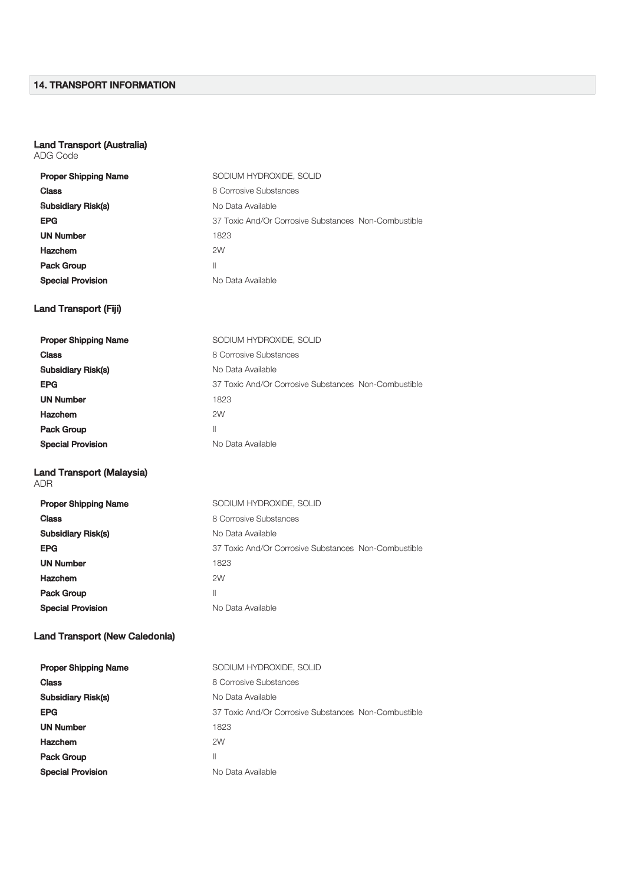## 14. TRANSPORT INFORMATION

### Land Transport (Australia)

ADG Code

| | |
|---|---|
| **Proper Shipping Name** | SODIUM HYDROXIDE, SOLID |
| **Class** | 8 Corrosive Substances |
| **Subsidiary Risk(s)** | No Data Available |
| **EPG** | 37 Toxic And/Or Corrosive Substances Non-Combustible |
| **UN Number** | 1823 |
| **Hazchem** | 2W |
| **Pack Group** | II |
| **Special Provision** | No Data Available |

### Land Transport (Fiji)

| | |
|---|---|
| **Proper Shipping Name** | SODIUM HYDROXIDE, SOLID |
| **Class** | 8 Corrosive Substances |
| **Subsidiary Risk(s)** | No Data Available |
| **EPG** | 37 Toxic And/Or Corrosive Substances Non-Combustible |
| **UN Number** | 1823 |
| **Hazchem** | 2W |
| **Pack Group** | II |
| **Special Provision** | No Data Available |

### Land Transport (Malaysia)

ADR

| | |
|---|---|
| **Proper Shipping Name** | SODIUM HYDROXIDE, SOLID |
| **Class** | 8 Corrosive Substances |
| **Subsidiary Risk(s)** | No Data Available |
| **EPG** | 37 Toxic And/Or Corrosive Substances Non-Combustible |
| **UN Number** | 1823 |
| **Hazchem** | 2W |
| **Pack Group** | II |
| **Special Provision** | No Data Available |

### Land Transport (New Caledonia)

| | |
|---|---|
| **Proper Shipping Name** | SODIUM HYDROXIDE, SOLID |
| **Class** | 8 Corrosive Substances |
| **Subsidiary Risk(s)** | No Data Available |
| **EPG** | 37 Toxic And/Or Corrosive Substances Non-Combustible |
| **UN Number** | 1823 |
| **Hazchem** | 2W |
| **Pack Group** | II |
| **Special Provision** | No Data Available |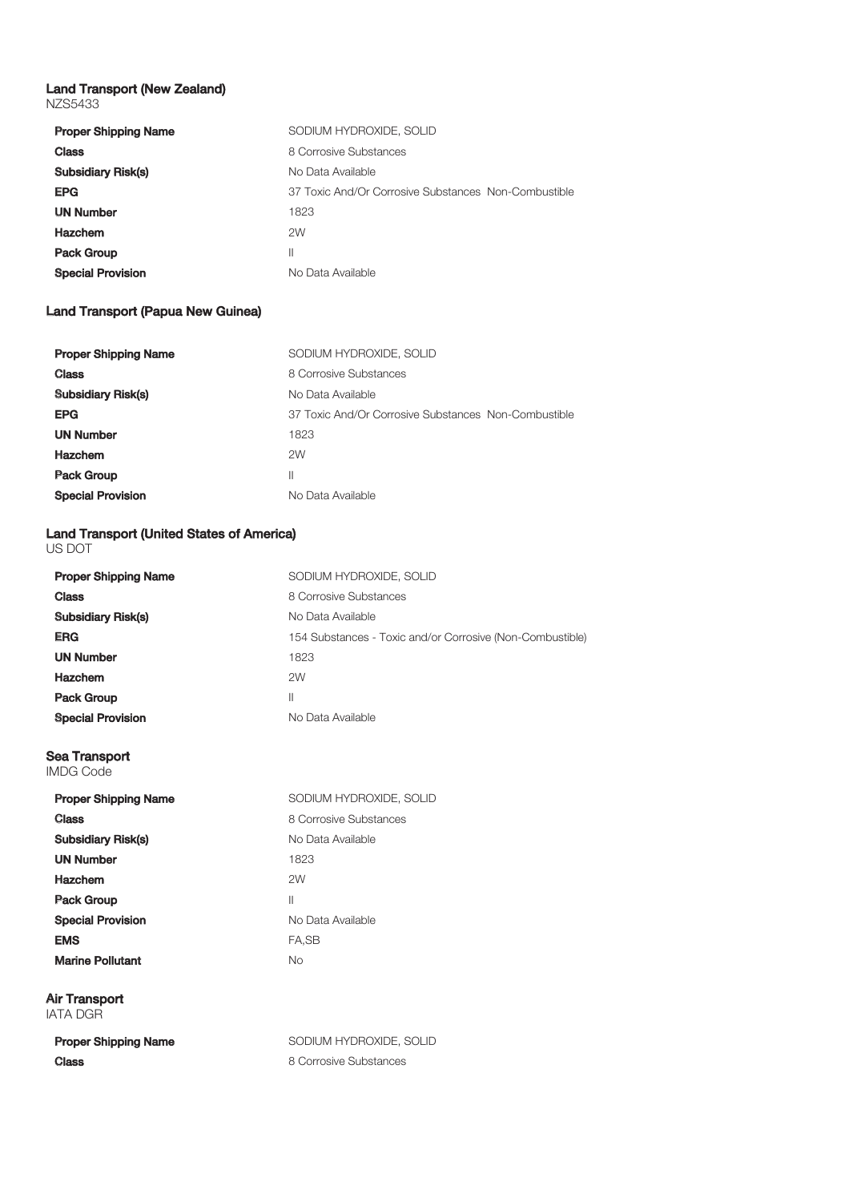### Land Transport (New Zealand)

NZS5433

| | |
|---|---|
| **Proper Shipping Name** | SODIUM HYDROXIDE, SOLID |
| **Class** | 8 Corrosive Substances |
| **Subsidiary Risk(s)** | No Data Available |
| **EPG** | 37 Toxic And/Or Corrosive Substances Non-Combustible |
| **UN Number** | 1823 |
| **Hazchem** | 2W |
| **Pack Group** | II |
| **Special Provision** | No Data Available |

### Land Transport (Papua New Guinea)

| | |
|---|---|
| **Proper Shipping Name** | SODIUM HYDROXIDE, SOLID |
| **Class** | 8 Corrosive Substances |
| **Subsidiary Risk(s)** | No Data Available |
| **EPG** | 37 Toxic And/Or Corrosive Substances Non-Combustible |
| **UN Number** | 1823 |
| **Hazchem** | 2W |
| **Pack Group** | II |
| **Special Provision** | No Data Available |

### Land Transport (United States of America)

US DOT

| | |
|---|---|
| **Proper Shipping Name** | SODIUM HYDROXIDE, SOLID |
| **Class** | 8 Corrosive Substances |
| **Subsidiary Risk(s)** | No Data Available |
| **ERG** | 154 Substances - Toxic and/or Corrosive (Non-Combustible) |
| **UN Number** | 1823 |
| **Hazchem** | 2W |
| **Pack Group** | II |
| **Special Provision** | No Data Available |

### Sea Transport

IMDG Code

| | |
|---|---|
| **Proper Shipping Name** | SODIUM HYDROXIDE, SOLID |
| **Class** | 8 Corrosive Substances |
| **Subsidiary Risk(s)** | No Data Available |
| **UN Number** | 1823 |
| **Hazchem** | 2W |
| **Pack Group** | II |
| **Special Provision** | No Data Available |
| **EMS** | FA,SB |
| **Marine Pollutant** | No |

### Air Transport

IATA DGR

| | |
|---|---|
| **Proper Shipping Name** | SODIUM HYDROXIDE, SOLID |
| **Class** | 8 Corrosive Substances |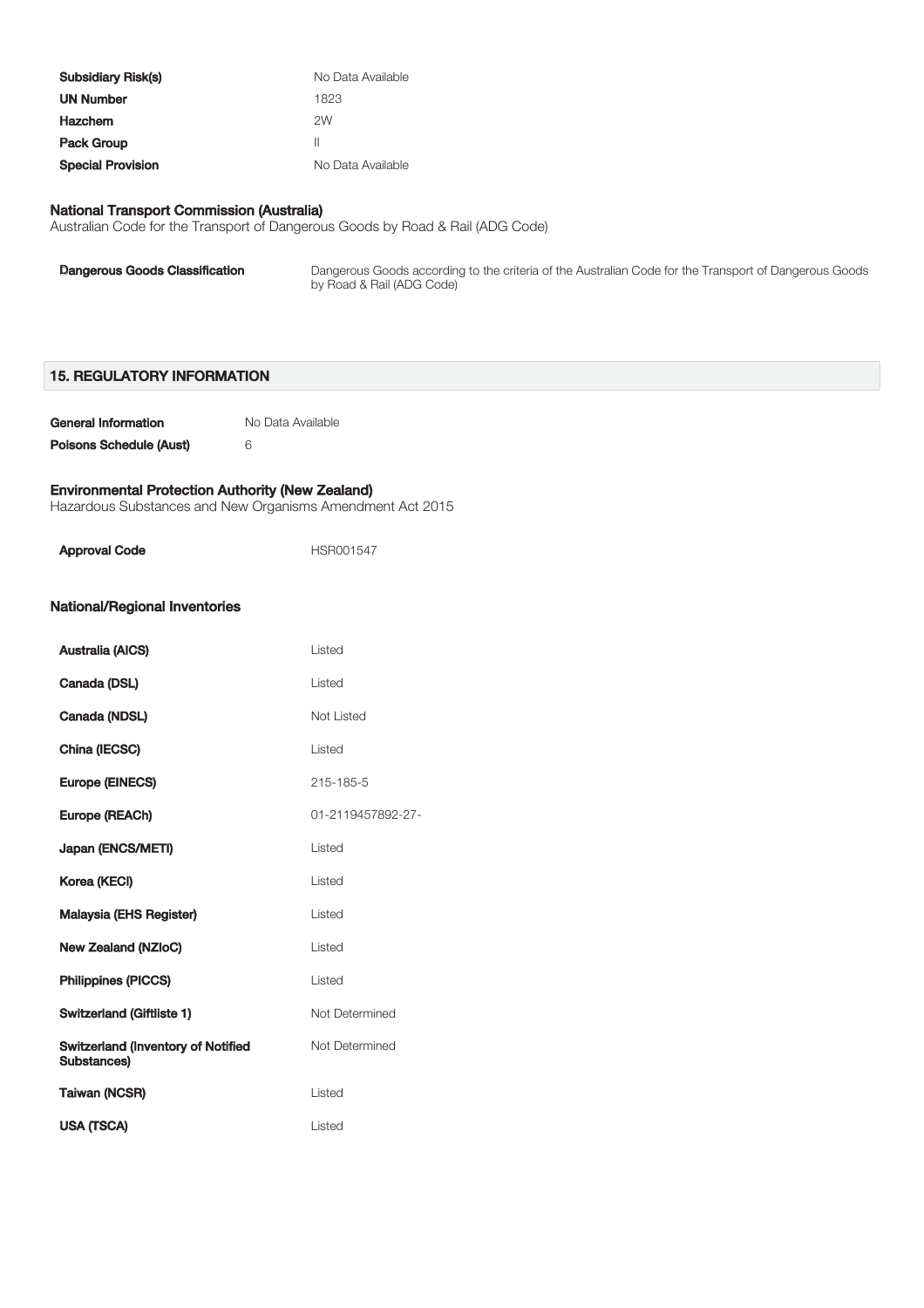| | |
|---|---|
| **Subsidiary Risk(s)** | No Data Available |
| **UN Number** | 1823 |
| **Hazchem** | 2W |
| **Pack Group** | II |
| **Special Provision** | No Data Available |

### National Transport Commission (Australia)

Australian Code for the Transport of Dangerous Goods by Road & Rail (ADG Code)

| | |
|---|---|
| **Dangerous Goods Classification** | Dangerous Goods according to the criteria of the Australian Code for the Transport of Dangerous Goods by Road & Rail (ADG Code) |

## 15. REGULATORY INFORMATION

| | |
|---|---|
| **General Information** | No Data Available |
| **Poisons Schedule (Aust)** | 6 |

### Environmental Protection Authority (New Zealand)

Hazardous Substances and New Organisms Amendment Act 2015

| | |
|---|---|
| **Approval Code** | HSR001547 |

### National/Regional Inventories

| | |
|---|---|
| **Australia (AICS)** | Listed |
| **Canada (DSL)** | Listed |
| **Canada (NDSL)** | Not Listed |
| **China (IECSC)** | Listed |
| **Europe (EINECS)** | 215-185-5 |
| **Europe (REACh)** | 01-2119457892-27- |
| **Japan (ENCS/METI)** | Listed |
| **Korea (KECI)** | Listed |
| **Malaysia (EHS Register)** | Listed |
| **New Zealand (NZIoC)** | Listed |
| **Philippines (PICCS)** | Listed |
| **Switzerland (Giftliste 1)** | Not Determined |
| **Switzerland (Inventory of Notified Substances)** | Not Determined |
| **Taiwan (NCSR)** | Listed |
| **USA (TSCA)** | Listed |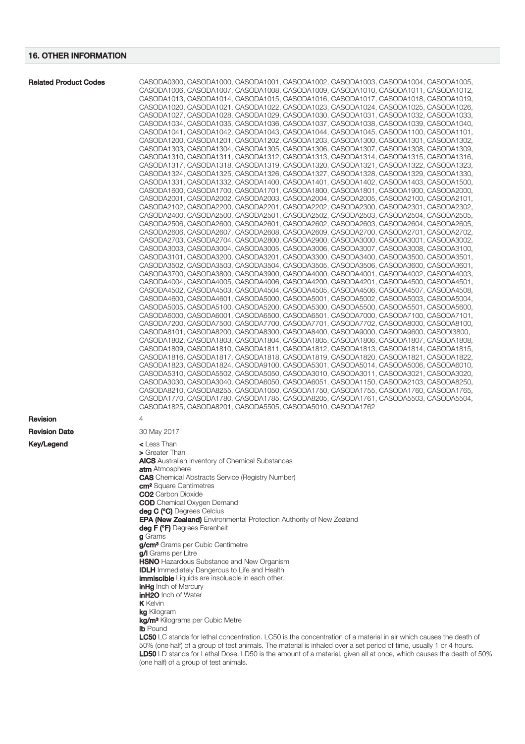## 16. OTHER INFORMATION

**Related Product Codes**

CASODA0300, CASODA1000, CASODA1001, CASODA1002, CASODA1003, CASODA1004, CASODA1005, CASODA1006, CASODA1007, CASODA1008, CASODA1009, CASODA1010, CASODA1011, CASODA1012, CASODA1013, CASODA1014, CASODA1015, CASODA1016, CASODA1017, CASODA1018, CASODA1019, CASODA1020, CASODA1021, CASODA1022, CASODA1023, CASODA1024, CASODA1025, CASODA1026, CASODA1027, CASODA1028, CASODA1029, CASODA1030, CASODA1031, CASODA1032, CASODA1033, CASODA1034, CASODA1035, CASODA1036, CASODA1037, CASODA1038, CASODA1039, CASODA1040, CASODA1041, CASODA1042, CASODA1043, CASODA1044, CASODA1045, CASODA1100, CASODA1101, CASODA1200, CASODA1201, CASODA1202, CASODA1203, CASODA1300, CASODA1301, CASODA1302, CASODA1303, CASODA1304, CASODA1305, CASODA1306, CASODA1307, CASODA1308, CASODA1309, CASODA1310, CASODA1311, CASODA1312, CASODA1313, CASODA1314, CASODA1315, CASODA1316, CASODA1317, CASODA1318, CASODA1319, CASODA1320, CASODA1321, CASODA1322, CASODA1323, CASODA1324, CASODA1325, CASODA1326, CASODA1327, CASODA1328, CASODA1329, CASODA1330, CASODA1331, CASODA1332, CASODA1400, CASODA1401, CASODA1402, CASODA1403, CASODA1500, CASODA1600, CASODA1700, CASODA1701, CASODA1800, CASODA1801, CASODA1900, CASODA2000, CASODA2001, CASODA2002, CASODA2003, CASODA2004, CASODA2005, CASODA2100, CASODA2101, CASODA2102, CASODA2200, CASODA2201, CASODA2202, CASODA2300, CASODA2301, CASODA2302, CASODA2400, CASODA2500, CASODA2501, CASODA2502, CASODA2503, CASODA2504, CASODA2505, CASODA2506, CASODA2600, CASODA2601, CASODA2602, CASODA2603, CASODA2604, CASODA2605, CASODA2606, CASODA2607, CASODA2608, CASODA2609, CASODA2700, CASODA2701, CASODA2702, CASODA2703, CASODA2704, CASODA2800, CASODA2900, CASODA3000, CASODA3001, CASODA3002, CASODA3003, CASODA3004, CASODA3005, CASODA3006, CASODA3007, CASODA3008, CASODA3100, CASODA3101, CASODA3200, CASODA3201, CASODA3300, CASODA3400, CASODA3500, CASODA3501, CASODA3502, CASODA3503, CASODA3504, CASODA3505, CASODA3506, CASODA3600, CASODA3601, CASODA3700, CASODA3800, CASODA3900, CASODA4000, CASODA4001, CASODA4002, CASODA4003, CASODA4004, CASODA4005, CASODA4006, CASODA4200, CASODA4201, CASODA4500, CASODA4501, CASODA4502, CASODA4503, CASODA4504, CASODA4505, CASODA4506, CASODA4507, CASODA4508, CASODA4600, CASODA4601, CASODA5000, CASODA5001, CASODA5002, CASODA5003, CASODA5004, CASODA5005, CASODA5100, CASODA5200, CASODA5300, CASODA5500, CASODA5501, CASODA5600, CASODA6000, CASODA6001, CASODA6500, CASODA6501, CASODA7000, CASODA7100, CASODA7101, CASODA7200, CASODA7500, CASODA7700, CASODA7701, CASODA7702, CASODA8000, CASODA8100, CASODA8101, CASODA8200, CASODA8300, CASODA8400, CASODA9000, CASODA9600, CASODI3800, CASODA1802, CASODA1803, CASODA1804, CASODA1805, CASODA1806, CASODA1807, CASODA1808, CASODA1809, CASODA1810, CASODA1811, CASODA1812, CASODA1813, CASODA1814, CASODA1815, CASODA1816, CASODA1817, CASODA1818, CASODA1819, CASODA1820, CASODA1821, CASODA1822, CASODA1823, CASODA1824, CASODA9100, CASODA5301, CASODA5014, CASODA5006, CASODA6010, CASODA5310, CASODA5502, CASODA5050, CASODA3010, CASODA3011, CASODA3021, CASODA3020, CASODA3030, CASODA3040, CASODA6050, CASODA6051, CASODA1150, CASODA2103, CASODA8250, CASODA8210, CASODA8255, CASODA1050, CASODA1750, CASODA1755, CASODA1760, CASODA1765, CASODA1770, CASODA1780, CASODA1785, CASODA8205, CASODA1761, CASODA5503, CASODA5504, CASODA1825, CASODA8201, CASODA5505, CASODA5010, CASODA1762

**Revision** 4

**Revision Date** 30 May 2017

**Key/Legend**

**<** Less Than
**>** Greater Than
**AICS** Australian Inventory of Chemical Substances
**atm** Atmosphere
**CAS** Chemical Abstracts Service (Registry Number)
**cm²** Square Centimetres
**CO2** Carbon Dioxide
**COD** Chemical Oxygen Demand
**deg C (°C)** Degrees Celcius
**EPA (New Zealand)** Environmental Protection Authority of New Zealand
**deg F (°F)** Degrees Farenheit
**g** Grams
**g/cm³** Grams per Cubic Centimetre
**g/l** Grams per Litre
**HSNO** Hazardous Substance and New Organism
**IDLH** Immediately Dangerous to Life and Health
**immiscible** Liquids are insoluable in each other.
**inHg** Inch of Mercury
**inH2O** Inch of Water
**K** Kelvin
**kg** Kilogram
**kg/m³** Kilograms per Cubic Metre
**lb** Pound
**LC50** LC stands for lethal concentration. LC50 is the concentration of a material in air which causes the death of 50% (one half) of a group of test animals. The material is inhaled over a set period of time, usually 1 or 4 hours.
**LD50** LD stands for Lethal Dose. LD50 is the amount of a material, given all at once, which causes the death of 50% (one half) of a group of test animals.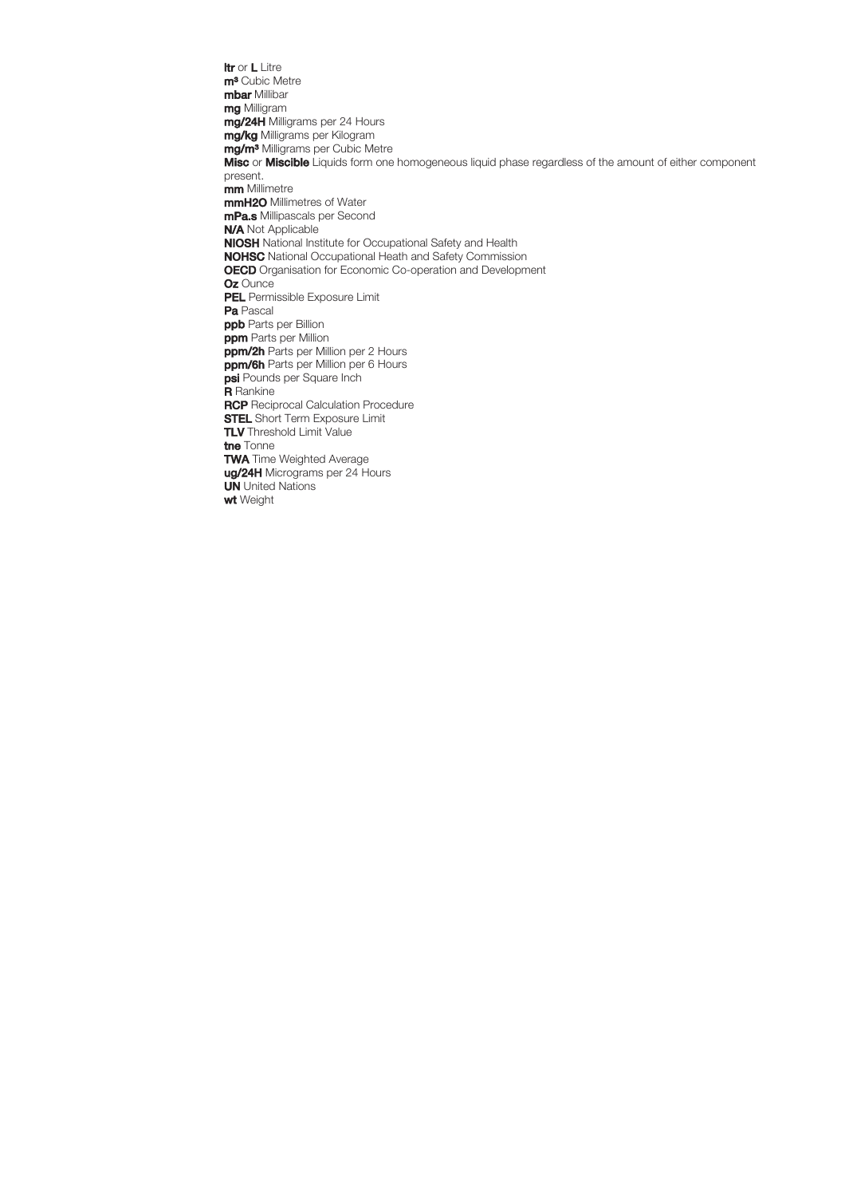**ltr** or **L** Litre
**m³** Cubic Metre
**mbar** Millibar
**mg** Milligram
**mg/24H** Milligrams per 24 Hours
**mg/kg** Milligrams per Kilogram
**mg/m³** Milligrams per Cubic Metre
**Misc** or **Miscible** Liquids form one homogeneous liquid phase regardless of the amount of either component present.
**mm** Millimetre
**mmH2O** Millimetres of Water
**mPa.s** Millipascals per Second
**N/A** Not Applicable
**NIOSH** National Institute for Occupational Safety and Health
**NOHSC** National Occupational Heath and Safety Commission
**OECD** Organisation for Economic Co-operation and Development
**Oz** Ounce
**PEL** Permissible Exposure Limit
**Pa** Pascal
**ppb** Parts per Billion
**ppm** Parts per Million
**ppm/2h** Parts per Million per 2 Hours
**ppm/6h** Parts per Million per 6 Hours
**psi** Pounds per Square Inch
**R** Rankine
**RCP** Reciprocal Calculation Procedure
**STEL** Short Term Exposure Limit
**TLV** Threshold Limit Value
**tne** Tonne
**TWA** Time Weighted Average
**ug/24H** Micrograms per 24 Hours
**UN** United Nations
**wt** Weight